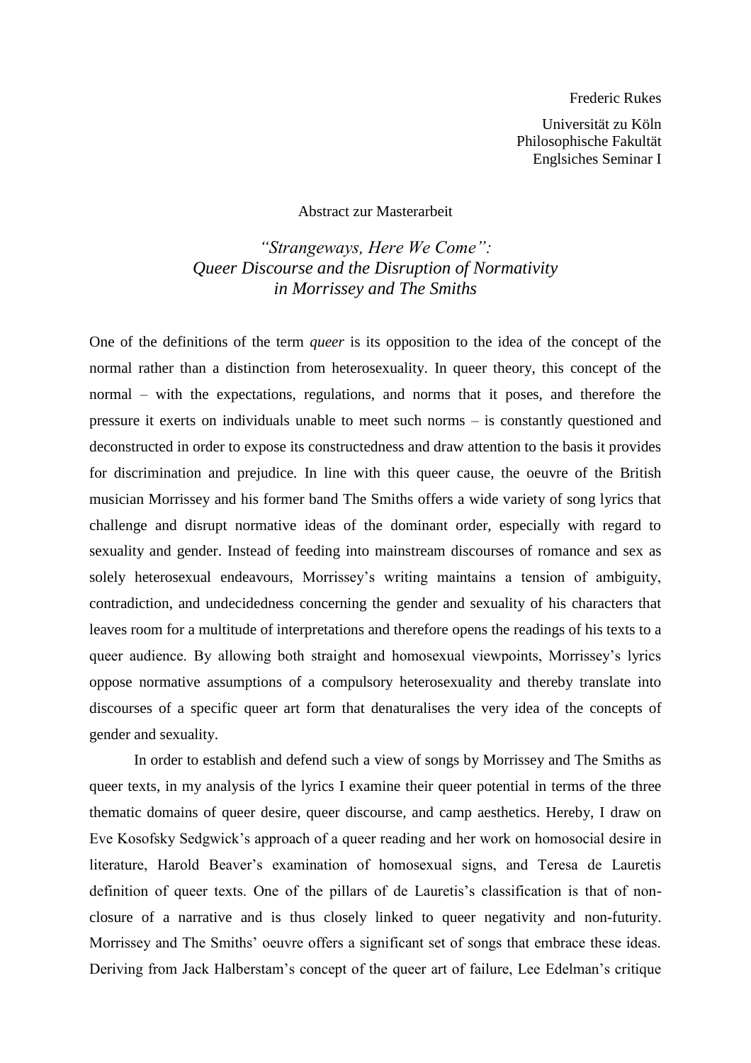Frederic Rukes

Universität zu Köln
Philosophische Fakultät
Englsiches Seminar I

Abstract zur Masterarbeit

# *"Strangeways, Here We Come": Queer Discourse and the Disruption of Normativity in Morrissey and The Smiths*

One of the definitions of the term *queer* is its opposition to the idea of the concept of the normal rather than a distinction from heterosexuality. In queer theory, this concept of the normal – with the expectations, regulations, and norms that it poses, and therefore the pressure it exerts on individuals unable to meet such norms – is constantly questioned and deconstructed in order to expose its constructedness and draw attention to the basis it provides for discrimination and prejudice. In line with this queer cause, the oeuvre of the British musician Morrissey and his former band The Smiths offers a wide variety of song lyrics that challenge and disrupt normative ideas of the dominant order, especially with regard to sexuality and gender. Instead of feeding into mainstream discourses of romance and sex as solely heterosexual endeavours, Morrissey's writing maintains a tension of ambiguity, contradiction, and undecidedness concerning the gender and sexuality of his characters that leaves room for a multitude of interpretations and therefore opens the readings of his texts to a queer audience. By allowing both straight and homosexual viewpoints, Morrissey's lyrics oppose normative assumptions of a compulsory heterosexuality and thereby translate into discourses of a specific queer art form that denaturalises the very idea of the concepts of gender and sexuality.

In order to establish and defend such a view of songs by Morrissey and The Smiths as queer texts, in my analysis of the lyrics I examine their queer potential in terms of the three thematic domains of queer desire, queer discourse, and camp aesthetics. Hereby, I draw on Eve Kosofsky Sedgwick's approach of a queer reading and her work on homosocial desire in literature, Harold Beaver's examination of homosexual signs, and Teresa de Lauretis definition of queer texts. One of the pillars of de Lauretis's classification is that of non-closure of a narrative and is thus closely linked to queer negativity and non-futurity. Morrissey and The Smiths' oeuvre offers a significant set of songs that embrace these ideas. Deriving from Jack Halberstam's concept of the queer art of failure, Lee Edelman's critique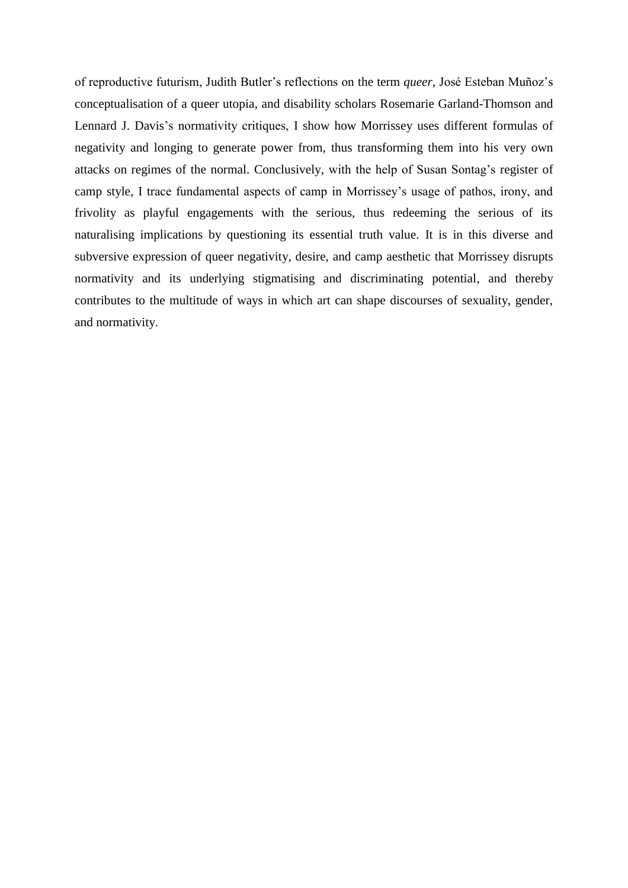of reproductive futurism, Judith Butler’s reflections on the term *queer*, José Esteban Muñoz’s conceptualisation of a queer utopia, and disability scholars Rosemarie Garland-Thomson and Lennard J. Davis’s normativity critiques, I show how Morrissey uses different formulas of negativity and longing to generate power from, thus transforming them into his very own attacks on regimes of the normal. Conclusively, with the help of Susan Sontag’s register of camp style, I trace fundamental aspects of camp in Morrissey’s usage of pathos, irony, and frivolity as playful engagements with the serious, thus redeeming the serious of its naturalising implications by questioning its essential truth value. It is in this diverse and subversive expression of queer negativity, desire, and camp aesthetic that Morrissey disrupts normativity and its underlying stigmatising and discriminating potential, and thereby contributes to the multitude of ways in which art can shape discourses of sexuality, gender, and normativity.